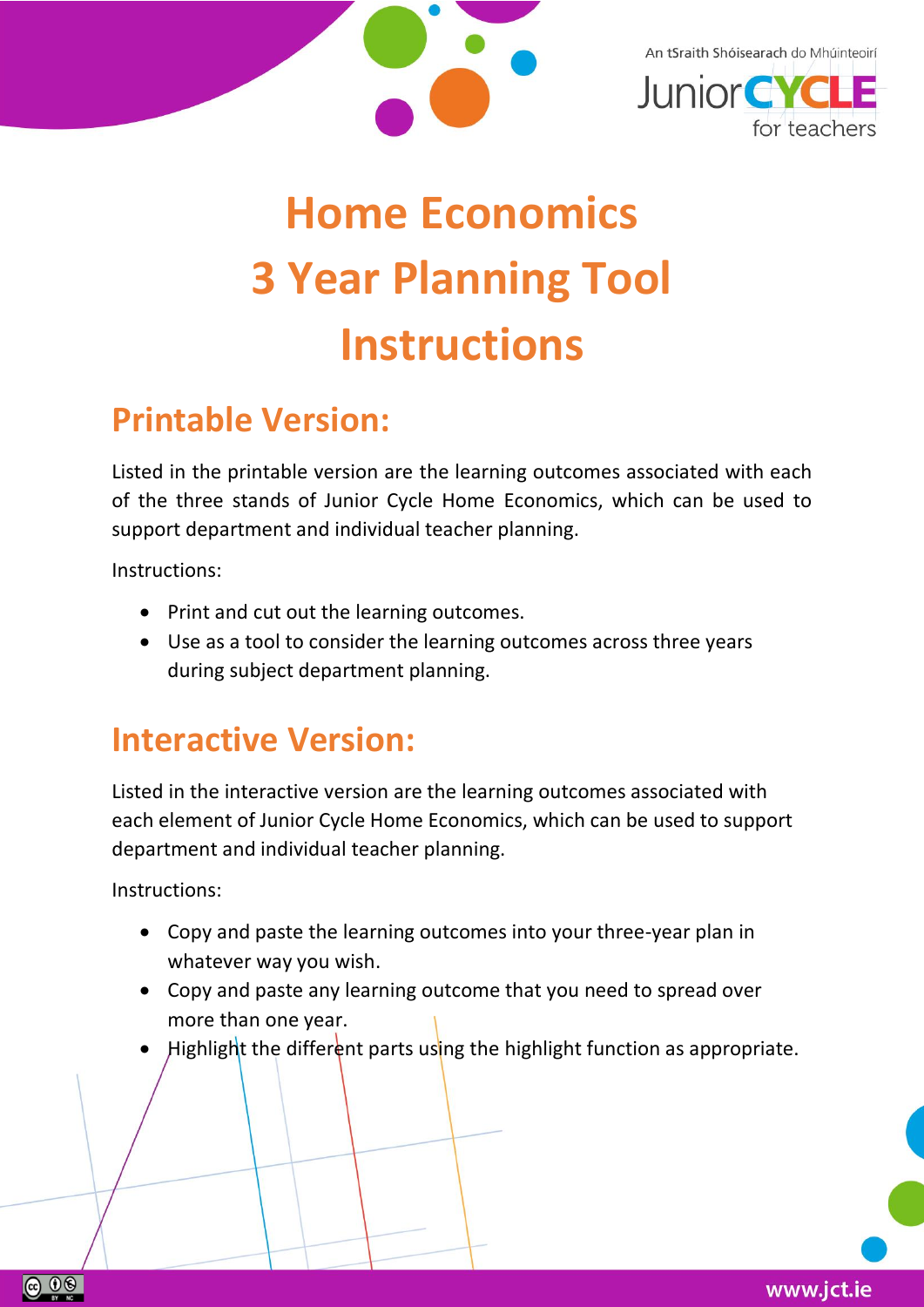# Home Economics
# 3 Year Planning Tool
# Instructions

## Printable Version:

Listed in the printable version are the learning outcomes associated with each of the three stands of Junior Cycle Home Economics, which can be used to support department and individual teacher planning.

Instructions:

- Print and cut out the learning outcomes.
- Use as a tool to consider the learning outcomes across three years during subject department planning.

## Interactive Version:

Listed in the interactive version are the learning outcomes associated with each element of Junior Cycle Home Economics, which can be used to support department and individual teacher planning.

Instructions:

- Copy and paste the learning outcomes into your three-year plan in whatever way you wish.
- Copy and paste any learning outcome that you need to spread over more than one year.
- Highlight the different parts using the highlight function as appropriate.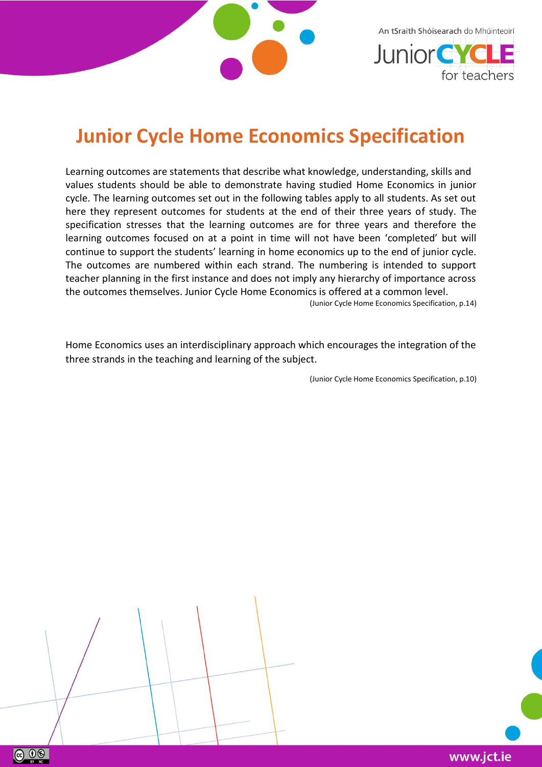# Junior Cycle Home Economics Specification

Learning outcomes are statements that describe what knowledge, understanding, skills and values students should be able to demonstrate having studied Home Economics in junior cycle. The learning outcomes set out in the following tables apply to all students. As set out here they represent outcomes for students at the end of their three years of study. The specification stresses that the learning outcomes are for three years and therefore the learning outcomes focused on at a point in time will not have been 'completed' but will continue to support the students' learning in home economics up to the end of junior cycle. The outcomes are numbered within each strand. The numbering is intended to support teacher planning in the first instance and does not imply any hierarchy of importance across the outcomes themselves. Junior Cycle Home Economics is offered at a common level.

(Junior Cycle Home Economics Specification, p.14)

Home Economics uses an interdisciplinary approach which encourages the integration of the three strands in the teaching and learning of the subject.

(Junior Cycle Home Economics Specification, p.10)